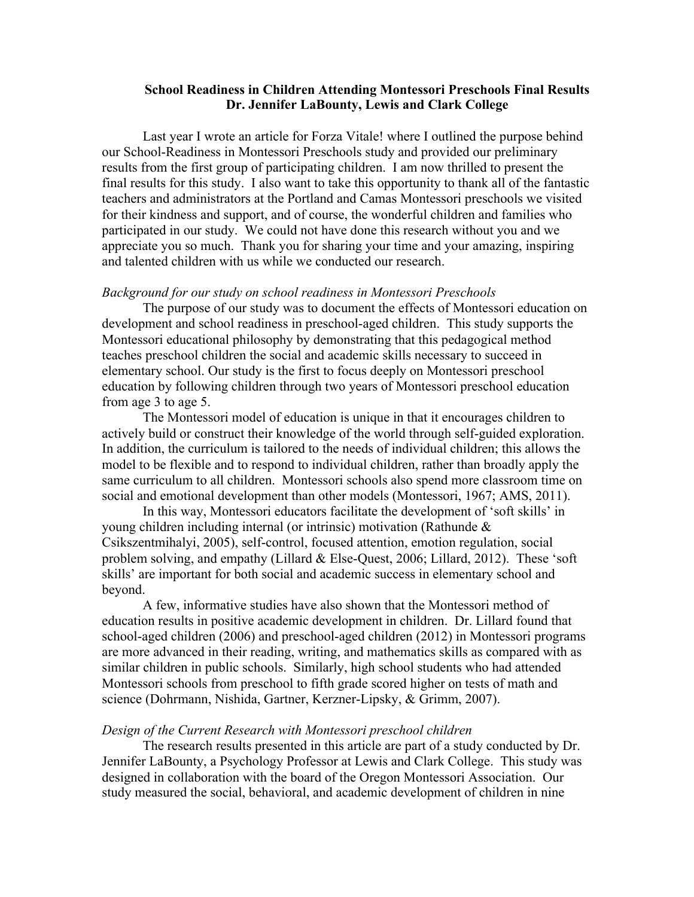**School Readiness in Children Attending Montessori Preschools Final Results**
**Dr. Jennifer LaBounty, Lewis and Clark College**

Last year I wrote an article for Forza Vitale! where I outlined the purpose behind our School-Readiness in Montessori Preschools study and provided our preliminary results from the first group of participating children. I am now thrilled to present the final results for this study. I also want to take this opportunity to thank all of the fantastic teachers and administrators at the Portland and Camas Montessori preschools we visited for their kindness and support, and of course, the wonderful children and families who participated in our study. We could not have done this research without you and we appreciate you so much. Thank you for sharing your time and your amazing, inspiring and talented children with us while we conducted our research.

*Background for our study on school readiness in Montessori Preschools*

The purpose of our study was to document the effects of Montessori education on development and school readiness in preschool-aged children. This study supports the Montessori educational philosophy by demonstrating that this pedagogical method teaches preschool children the social and academic skills necessary to succeed in elementary school. Our study is the first to focus deeply on Montessori preschool education by following children through two years of Montessori preschool education from age 3 to age 5.

The Montessori model of education is unique in that it encourages children to actively build or construct their knowledge of the world through self-guided exploration. In addition, the curriculum is tailored to the needs of individual children; this allows the model to be flexible and to respond to individual children, rather than broadly apply the same curriculum to all children. Montessori schools also spend more classroom time on social and emotional development than other models (Montessori, 1967; AMS, 2011).

In this way, Montessori educators facilitate the development of 'soft skills' in young children including internal (or intrinsic) motivation (Rathunde & Csikszentmihalyi, 2005), self-control, focused attention, emotion regulation, social problem solving, and empathy (Lillard & Else-Quest, 2006; Lillard, 2012). These 'soft skills' are important for both social and academic success in elementary school and beyond.

A few, informative studies have also shown that the Montessori method of education results in positive academic development in children. Dr. Lillard found that school-aged children (2006) and preschool-aged children (2012) in Montessori programs are more advanced in their reading, writing, and mathematics skills as compared with as similar children in public schools. Similarly, high school students who had attended Montessori schools from preschool to fifth grade scored higher on tests of math and science (Dohrmann, Nishida, Gartner, Kerzner-Lipsky, & Grimm, 2007).

*Design of the Current Research with Montessori preschool children*

The research results presented in this article are part of a study conducted by Dr. Jennifer LaBounty, a Psychology Professor at Lewis and Clark College. This study was designed in collaboration with the board of the Oregon Montessori Association. Our study measured the social, behavioral, and academic development of children in nine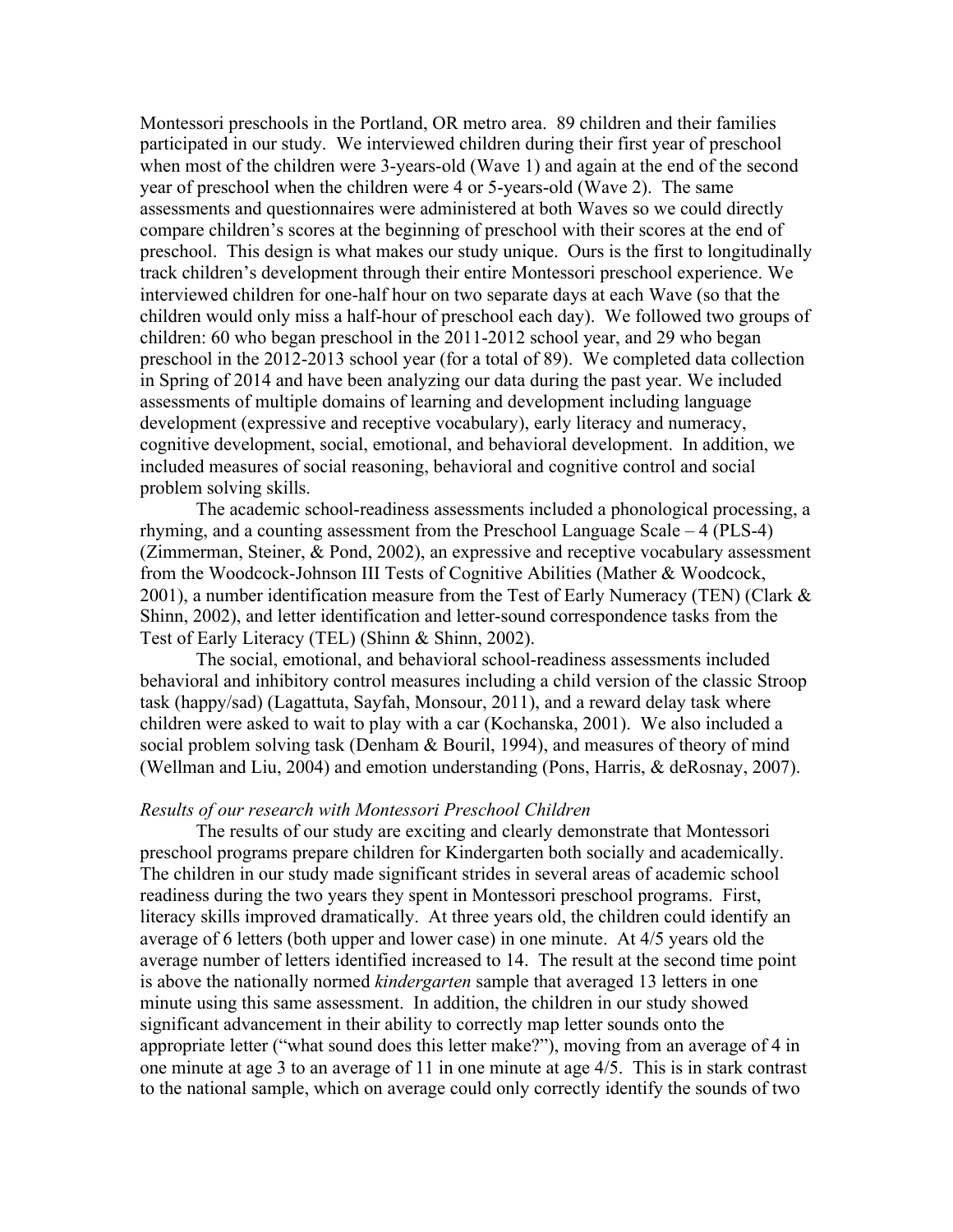Montessori preschools in the Portland, OR metro area. 89 children and their families participated in our study. We interviewed children during their first year of preschool when most of the children were 3-years-old (Wave 1) and again at the end of the second year of preschool when the children were 4 or 5-years-old (Wave 2). The same assessments and questionnaires were administered at both Waves so we could directly compare children's scores at the beginning of preschool with their scores at the end of preschool. This design is what makes our study unique. Ours is the first to longitudinally track children's development through their entire Montessori preschool experience. We interviewed children for one-half hour on two separate days at each Wave (so that the children would only miss a half-hour of preschool each day). We followed two groups of children: 60 who began preschool in the 2011-2012 school year, and 29 who began preschool in the 2012-2013 school year (for a total of 89). We completed data collection in Spring of 2014 and have been analyzing our data during the past year. We included assessments of multiple domains of learning and development including language development (expressive and receptive vocabulary), early literacy and numeracy, cognitive development, social, emotional, and behavioral development. In addition, we included measures of social reasoning, behavioral and cognitive control and social problem solving skills.

The academic school-readiness assessments included a phonological processing, a rhyming, and a counting assessment from the Preschool Language Scale – 4 (PLS-4) (Zimmerman, Steiner, & Pond, 2002), an expressive and receptive vocabulary assessment from the Woodcock-Johnson III Tests of Cognitive Abilities (Mather & Woodcock, 2001), a number identification measure from the Test of Early Numeracy (TEN) (Clark & Shinn, 2002), and letter identification and letter-sound correspondence tasks from the Test of Early Literacy (TEL) (Shinn & Shinn, 2002).

The social, emotional, and behavioral school-readiness assessments included behavioral and inhibitory control measures including a child version of the classic Stroop task (happy/sad) (Lagattuta, Sayfah, Monsour, 2011), and a reward delay task where children were asked to wait to play with a car (Kochanska, 2001). We also included a social problem solving task (Denham & Bouril, 1994), and measures of theory of mind (Wellman and Liu, 2004) and emotion understanding (Pons, Harris, & deRosnay, 2007).

*Results of our research with Montessori Preschool Children*

The results of our study are exciting and clearly demonstrate that Montessori preschool programs prepare children for Kindergarten both socially and academically. The children in our study made significant strides in several areas of academic school readiness during the two years they spent in Montessori preschool programs. First, literacy skills improved dramatically. At three years old, the children could identify an average of 6 letters (both upper and lower case) in one minute. At 4/5 years old the average number of letters identified increased to 14. The result at the second time point is above the nationally normed *kindergarten* sample that averaged 13 letters in one minute using this same assessment. In addition, the children in our study showed significant advancement in their ability to correctly map letter sounds onto the appropriate letter ("what sound does this letter make?"), moving from an average of 4 in one minute at age 3 to an average of 11 in one minute at age 4/5. This is in stark contrast to the national sample, which on average could only correctly identify the sounds of two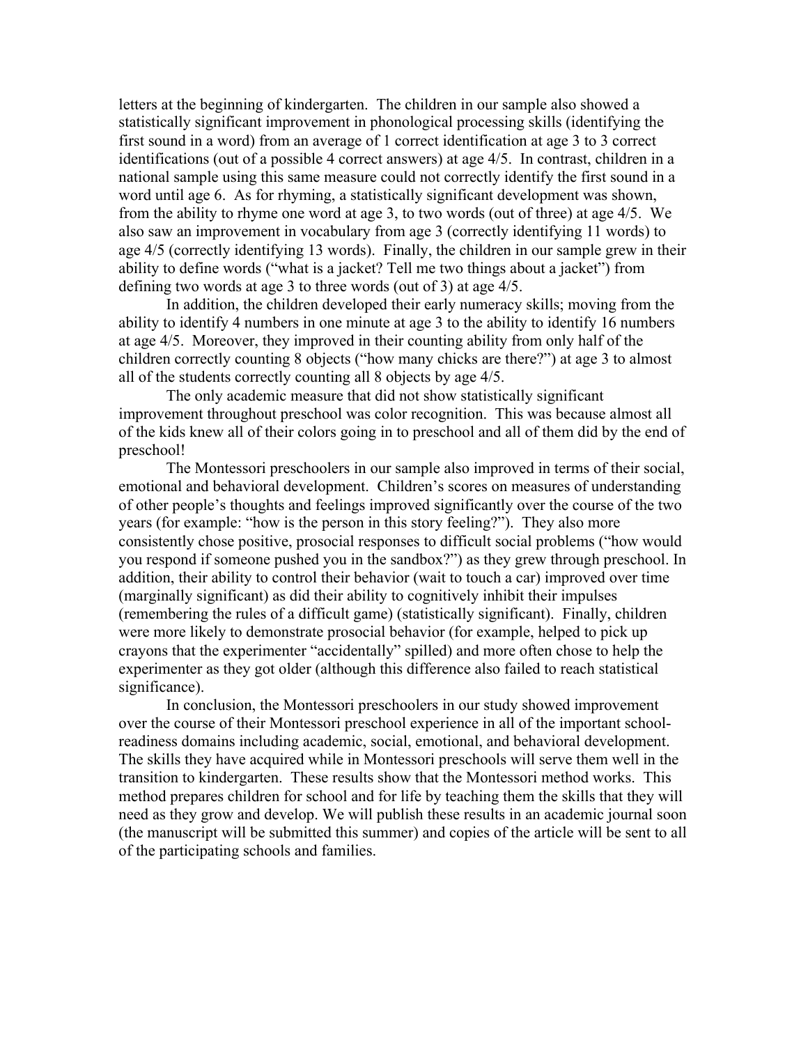letters at the beginning of kindergarten. The children in our sample also showed a statistically significant improvement in phonological processing skills (identifying the first sound in a word) from an average of 1 correct identification at age 3 to 3 correct identifications (out of a possible 4 correct answers) at age 4/5. In contrast, children in a national sample using this same measure could not correctly identify the first sound in a word until age 6. As for rhyming, a statistically significant development was shown, from the ability to rhyme one word at age 3, to two words (out of three) at age 4/5. We also saw an improvement in vocabulary from age 3 (correctly identifying 11 words) to age 4/5 (correctly identifying 13 words). Finally, the children in our sample grew in their ability to define words ("what is a jacket? Tell me two things about a jacket") from defining two words at age 3 to three words (out of 3) at age 4/5.

In addition, the children developed their early numeracy skills; moving from the ability to identify 4 numbers in one minute at age 3 to the ability to identify 16 numbers at age 4/5. Moreover, they improved in their counting ability from only half of the children correctly counting 8 objects ("how many chicks are there?") at age 3 to almost all of the students correctly counting all 8 objects by age 4/5.

The only academic measure that did not show statistically significant improvement throughout preschool was color recognition. This was because almost all of the kids knew all of their colors going in to preschool and all of them did by the end of preschool!

The Montessori preschoolers in our sample also improved in terms of their social, emotional and behavioral development. Children's scores on measures of understanding of other people's thoughts and feelings improved significantly over the course of the two years (for example: "how is the person in this story feeling?"). They also more consistently chose positive, prosocial responses to difficult social problems ("how would you respond if someone pushed you in the sandbox?") as they grew through preschool. In addition, their ability to control their behavior (wait to touch a car) improved over time (marginally significant) as did their ability to cognitively inhibit their impulses (remembering the rules of a difficult game) (statistically significant). Finally, children were more likely to demonstrate prosocial behavior (for example, helped to pick up crayons that the experimenter "accidentally" spilled) and more often chose to help the experimenter as they got older (although this difference also failed to reach statistical significance).

In conclusion, the Montessori preschoolers in our study showed improvement over the course of their Montessori preschool experience in all of the important school-readiness domains including academic, social, emotional, and behavioral development. The skills they have acquired while in Montessori preschools will serve them well in the transition to kindergarten. These results show that the Montessori method works. This method prepares children for school and for life by teaching them the skills that they will need as they grow and develop. We will publish these results in an academic journal soon (the manuscript will be submitted this summer) and copies of the article will be sent to all of the participating schools and families.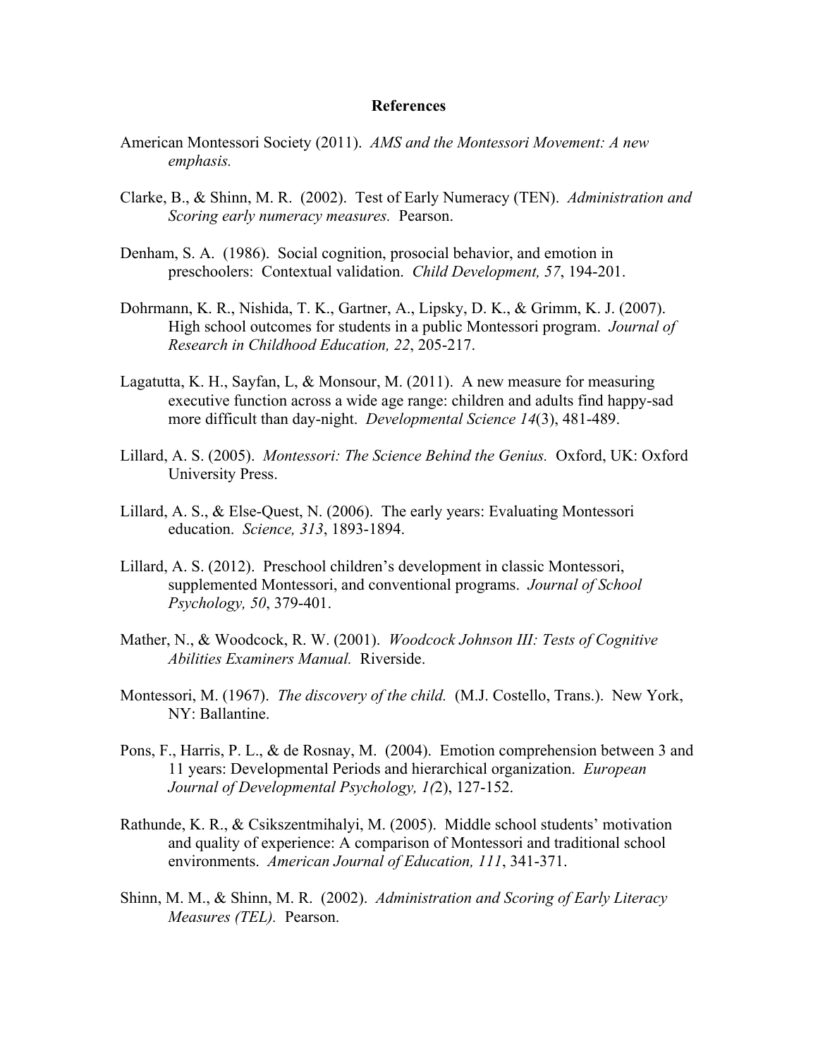## References

American Montessori Society (2011). *AMS and the Montessori Movement: A new emphasis.*

Clarke, B., & Shinn, M. R. (2002). Test of Early Numeracy (TEN). *Administration and Scoring early numeracy measures.* Pearson.

Denham, S. A. (1986). Social cognition, prosocial behavior, and emotion in preschoolers: Contextual validation. *Child Development, 57*, 194-201.

Dohrmann, K. R., Nishida, T. K., Gartner, A., Lipsky, D. K., & Grimm, K. J. (2007). High school outcomes for students in a public Montessori program. *Journal of Research in Childhood Education, 22*, 205-217.

Lagatutta, K. H., Sayfan, L, & Monsour, M. (2011). A new measure for measuring executive function across a wide age range: children and adults find happy-sad more difficult than day-night. *Developmental Science 14*(3), 481-489.

Lillard, A. S. (2005). *Montessori: The Science Behind the Genius.* Oxford, UK: Oxford University Press.

Lillard, A. S., & Else-Quest, N. (2006). The early years: Evaluating Montessori education. *Science, 313*, 1893-1894.

Lillard, A. S. (2012). Preschool children's development in classic Montessori, supplemented Montessori, and conventional programs. *Journal of School Psychology, 50*, 379-401.

Mather, N., & Woodcock, R. W. (2001). *Woodcock Johnson III: Tests of Cognitive Abilities Examiners Manual.* Riverside.

Montessori, M. (1967). *The discovery of the child.* (M.J. Costello, Trans.). New York, NY: Ballantine.

Pons, F., Harris, P. L., & de Rosnay, M. (2004). Emotion comprehension between 3 and 11 years: Developmental Periods and hierarchical organization. *European Journal of Developmental Psychology, 1(*2), 127-152.

Rathunde, K. R., & Csikszentmihalyi, M. (2005). Middle school students' motivation and quality of experience: A comparison of Montessori and traditional school environments. *American Journal of Education, 111*, 341-371.

Shinn, M. M., & Shinn, M. R. (2002). *Administration and Scoring of Early Literacy Measures (TEL).* Pearson.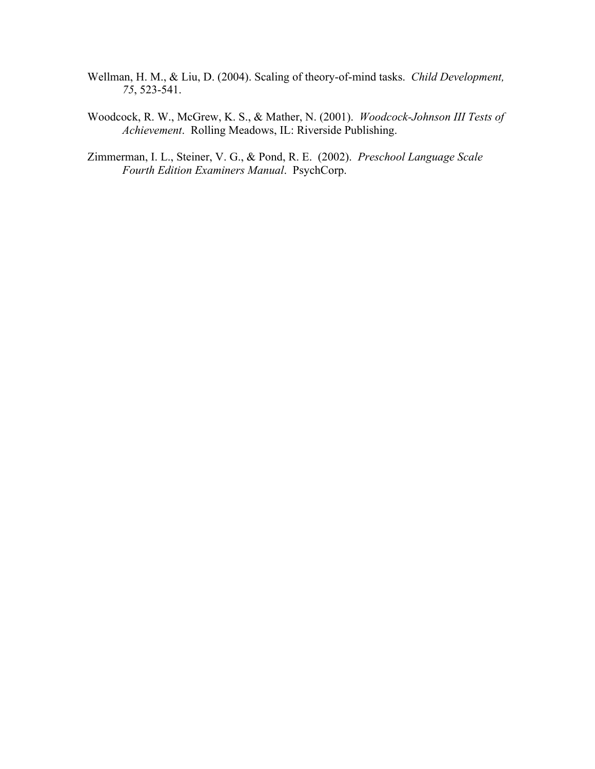Wellman, H. M., & Liu, D. (2004). Scaling of theory-of-mind tasks. *Child Development, 75*, 523-541.

Woodcock, R. W., McGrew, K. S., & Mather, N. (2001). *Woodcock-Johnson III Tests of Achievement*. Rolling Meadows, IL: Riverside Publishing.

Zimmerman, I. L., Steiner, V. G., & Pond, R. E. (2002). *Preschool Language Scale Fourth Edition Examiners Manual*. PsychCorp.